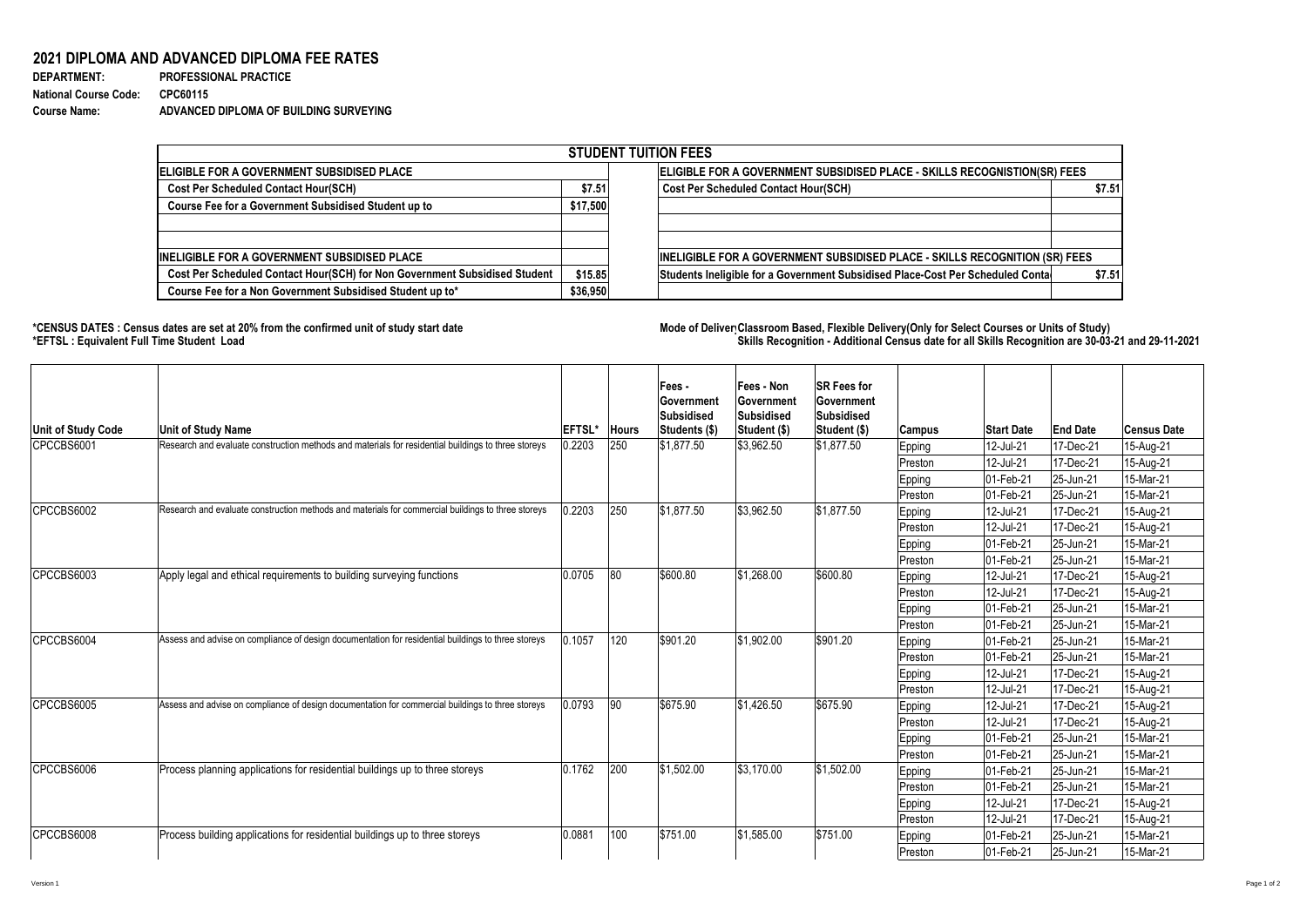# 2021 DIPLOMA AND ADVANCED DIPLOMA FEE RATES

**DEPARTMENT:** PROFESSIONAL PRACTICE
**National Course Code:** CPC60115
**Course Name:** ADVANCED DIPLOMA OF BUILDING SURVEYING

| STUDENT TUITION FEES | | | |
|---|---|---|---|
| **ELIGIBLE FOR A GOVERNMENT SUBSIDISED PLACE** | | **ELIGIBLE FOR A GOVERNMENT SUBSIDISED PLACE - SKILLS RECOGNISTION(SR) FEES** | |
| Cost Per Scheduled Contact Hour(SCH) | $7.51 | Cost Per Scheduled Contact Hour(SCH) | $7.51 |
| Course Fee for a Government Subsidised Student up to | $17,500 | | |
| | | | |
| | | | |
| **INELIGIBLE FOR A GOVERNMENT SUBSIDISED PLACE** | | **INELIGIBLE FOR A GOVERNMENT SUBSIDISED PLACE - SKILLS RECOGNITION (SR) FEES** | |
| Cost Per Scheduled Contact Hour(SCH) for Non Government Subsidised Student | $15.85 | Students Ineligible for a Government Subsidised Place-Cost Per Scheduled Conta | $7.51 |
| Course Fee for a Non Government Subsidised Student up to* | $36,950 | | |

**\*CENSUS DATES : Census dates are set at 20% from the confirmed unit of study start date**
**\*EFTSL : Equivalent Full Time Student Load**

**Mode of Deliver Classroom Based, Flexible Delivery(Only for Select Courses or Units of Study)**
**Skills Recognition - Additional Census date for all Skills Recognition are 30-03-21 and 29-11-2021**

| Unit of Study Code | Unit of Study Name | EFTSL* | Hours | Fees - Government Subsidised Students ($) | Fees - Non Government Subsidised Student ($) | SR Fees for Government Subsidised Student ($) | Campus | Start Date | End Date | Census Date |
|---|---|---|---|---|---|---|---|---|---|---|
| CPCCBS6001 | Research and evaluate construction methods and materials for residential buildings to three storeys | 0.2203 | 250 | $1,877.50 | $3,962.50 | $1,877.50 | Epping | 12-Jul-21 | 17-Dec-21 | 15-Aug-21 |
| | | | | | | | Preston | 12-Jul-21 | 17-Dec-21 | 15-Aug-21 |
| | | | | | | | Epping | 01-Feb-21 | 25-Jun-21 | 15-Mar-21 |
| | | | | | | | Preston | 01-Feb-21 | 25-Jun-21 | 15-Mar-21 |
| CPCCBS6002 | Research and evaluate construction methods and materials for commercial buildings to three storeys | 0.2203 | 250 | $1,877.50 | $3,962.50 | $1,877.50 | Epping | 12-Jul-21 | 17-Dec-21 | 15-Aug-21 |
| | | | | | | | Preston | 12-Jul-21 | 17-Dec-21 | 15-Aug-21 |
| | | | | | | | Epping | 01-Feb-21 | 25-Jun-21 | 15-Mar-21 |
| | | | | | | | Preston | 01-Feb-21 | 25-Jun-21 | 15-Mar-21 |
| CPCCBS6003 | Apply legal and ethical requirements to building surveying functions | 0.0705 | 80 | $600.80 | $1,268.00 | $600.80 | Epping | 12-Jul-21 | 17-Dec-21 | 15-Aug-21 |
| | | | | | | | Preston | 12-Jul-21 | 17-Dec-21 | 15-Aug-21 |
| | | | | | | | Epping | 01-Feb-21 | 25-Jun-21 | 15-Mar-21 |
| | | | | | | | Preston | 01-Feb-21 | 25-Jun-21 | 15-Mar-21 |
| CPCCBS6004 | Assess and advise on compliance of design documentation for residential buildings to three storeys | 0.1057 | 120 | $901.20 | $1,902.00 | $901.20 | Epping | 01-Feb-21 | 25-Jun-21 | 15-Mar-21 |
| | | | | | | | Preston | 01-Feb-21 | 25-Jun-21 | 15-Mar-21 |
| | | | | | | | Epping | 12-Jul-21 | 17-Dec-21 | 15-Aug-21 |
| | | | | | | | Preston | 12-Jul-21 | 17-Dec-21 | 15-Aug-21 |
| CPCCBS6005 | Assess and advise on compliance of design documentation for commercial buildings to three storeys | 0.0793 | 90 | $675.90 | $1,426.50 | $675.90 | Epping | 12-Jul-21 | 17-Dec-21 | 15-Aug-21 |
| | | | | | | | Preston | 12-Jul-21 | 17-Dec-21 | 15-Aug-21 |
| | | | | | | | Epping | 01-Feb-21 | 25-Jun-21 | 15-Mar-21 |
| | | | | | | | Preston | 01-Feb-21 | 25-Jun-21 | 15-Mar-21 |
| CPCCBS6006 | Process planning applications for residential buildings up to three storeys | 0.1762 | 200 | $1,502.00 | $3,170.00 | $1,502.00 | Epping | 01-Feb-21 | 25-Jun-21 | 15-Mar-21 |
| | | | | | | | Preston | 01-Feb-21 | 25-Jun-21 | 15-Mar-21 |
| | | | | | | | Epping | 12-Jul-21 | 17-Dec-21 | 15-Aug-21 |
| | | | | | | | Preston | 12-Jul-21 | 17-Dec-21 | 15-Aug-21 |
| CPCCBS6008 | Process building applications for residential buildings up to three storeys | 0.0881 | 100 | $751.00 | $1,585.00 | $751.00 | Epping | 01-Feb-21 | 25-Jun-21 | 15-Mar-21 |
| | | | | | | | Preston | 01-Feb-21 | 25-Jun-21 | 15-Mar-21 |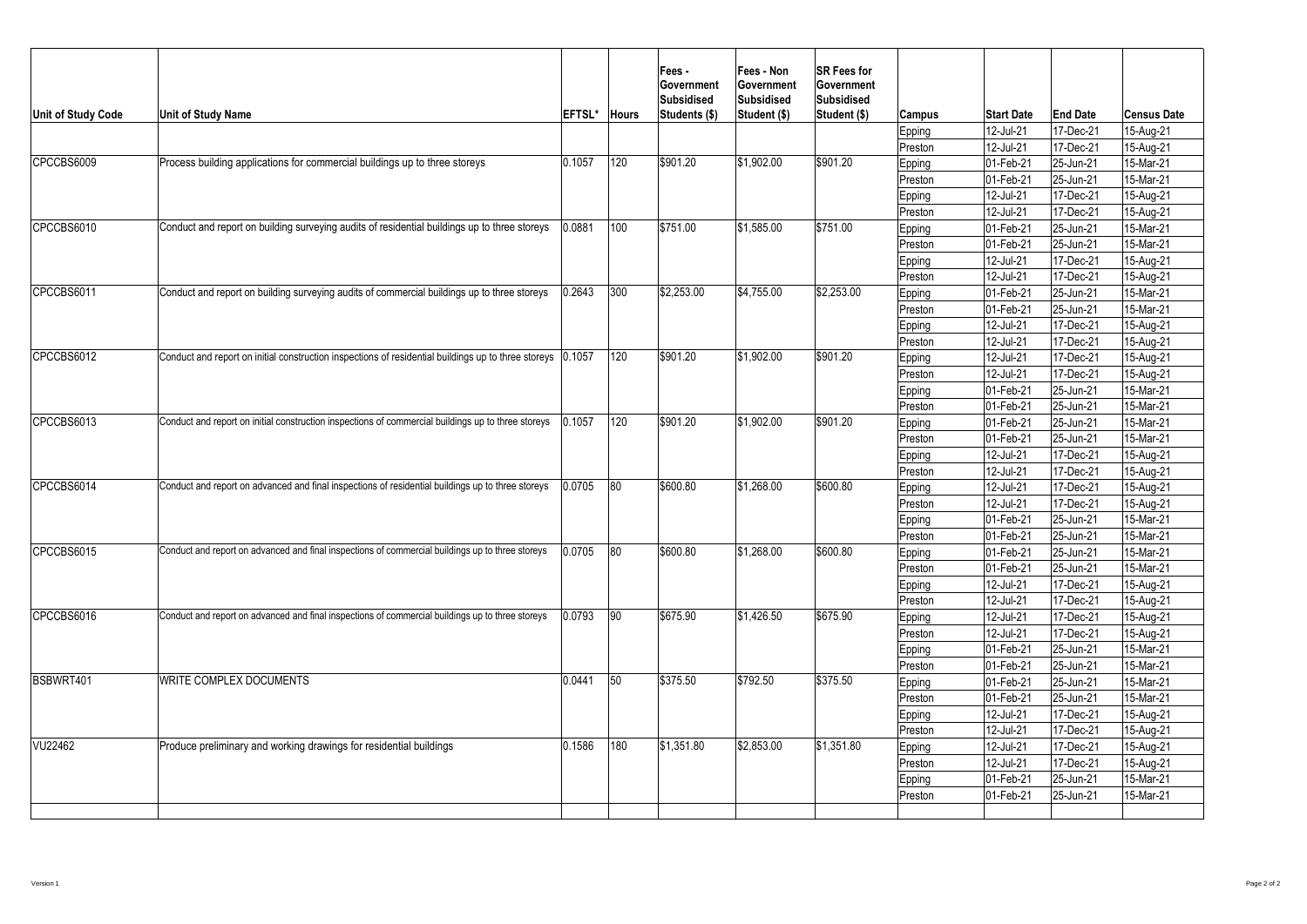| Unit of Study Code | Unit of Study Name | EFTSL* | Hours | Fees - Government Subsidised Students ($) | Fees - Non Government Subsidised Student ($) | SR Fees for Government Subsidised Student ($) | Campus | Start Date | End Date | Census Date |
|---|---|---|---|---|---|---|---|---|---|---|
| | | | | | | | Epping | 12-Jul-21 | 17-Dec-21 | 15-Aug-21 |
| | | | | | | | Preston | 12-Jul-21 | 17-Dec-21 | 15-Aug-21 |
| CPCCBS6009 | Process building applications for commercial buildings up to three storeys | 0.1057 | 120 | $901.20 | $1,902.00 | $901.20 | Epping | 01-Feb-21 | 25-Jun-21 | 15-Mar-21 |
| | | | | | | | Preston | 01-Feb-21 | 25-Jun-21 | 15-Mar-21 |
| | | | | | | | Epping | 12-Jul-21 | 17-Dec-21 | 15-Aug-21 |
| | | | | | | | Preston | 12-Jul-21 | 17-Dec-21 | 15-Aug-21 |
| CPCCBS6010 | Conduct and report on building surveying audits of residential buildings up to three storeys | 0.0881 | 100 | $751.00 | $1,585.00 | $751.00 | Epping | 01-Feb-21 | 25-Jun-21 | 15-Mar-21 |
| | | | | | | | Preston | 01-Feb-21 | 25-Jun-21 | 15-Mar-21 |
| | | | | | | | Epping | 12-Jul-21 | 17-Dec-21 | 15-Aug-21 |
| | | | | | | | Preston | 12-Jul-21 | 17-Dec-21 | 15-Aug-21 |
| CPCCBS6011 | Conduct and report on building surveying audits of commercial buildings up to three storeys | 0.2643 | 300 | $2,253.00 | $4,755.00 | $2,253.00 | Epping | 01-Feb-21 | 25-Jun-21 | 15-Mar-21 |
| | | | | | | | Preston | 01-Feb-21 | 25-Jun-21 | 15-Mar-21 |
| | | | | | | | Epping | 12-Jul-21 | 17-Dec-21 | 15-Aug-21 |
| | | | | | | | Preston | 12-Jul-21 | 17-Dec-21 | 15-Aug-21 |
| CPCCBS6012 | Conduct and report on initial construction inspections of residential buildings up to three storeys | 0.1057 | 120 | $901.20 | $1,902.00 | $901.20 | Epping | 12-Jul-21 | 17-Dec-21 | 15-Aug-21 |
| | | | | | | | Preston | 12-Jul-21 | 17-Dec-21 | 15-Aug-21 |
| | | | | | | | Epping | 01-Feb-21 | 25-Jun-21 | 15-Mar-21 |
| | | | | | | | Preston | 01-Feb-21 | 25-Jun-21 | 15-Mar-21 |
| CPCCBS6013 | Conduct and report on initial construction inspections of commercial buildings up to three storeys | 0.1057 | 120 | $901.20 | $1,902.00 | $901.20 | Epping | 01-Feb-21 | 25-Jun-21 | 15-Mar-21 |
| | | | | | | | Preston | 01-Feb-21 | 25-Jun-21 | 15-Mar-21 |
| | | | | | | | Epping | 12-Jul-21 | 17-Dec-21 | 15-Aug-21 |
| | | | | | | | Preston | 12-Jul-21 | 17-Dec-21 | 15-Aug-21 |
| CPCCBS6014 | Conduct and report on advanced and final inspections of residential buildings up to three storeys | 0.0705 | 80 | $600.80 | $1,268.00 | $600.80 | Epping | 12-Jul-21 | 17-Dec-21 | 15-Aug-21 |
| | | | | | | | Preston | 12-Jul-21 | 17-Dec-21 | 15-Aug-21 |
| | | | | | | | Epping | 01-Feb-21 | 25-Jun-21 | 15-Mar-21 |
| | | | | | | | Preston | 01-Feb-21 | 25-Jun-21 | 15-Mar-21 |
| CPCCBS6015 | Conduct and report on advanced and final inspections of commercial buildings up to three storeys | 0.0705 | 80 | $600.80 | $1,268.00 | $600.80 | Epping | 01-Feb-21 | 25-Jun-21 | 15-Mar-21 |
| | | | | | | | Preston | 01-Feb-21 | 25-Jun-21 | 15-Mar-21 |
| | | | | | | | Epping | 12-Jul-21 | 17-Dec-21 | 15-Aug-21 |
| | | | | | | | Preston | 12-Jul-21 | 17-Dec-21 | 15-Aug-21 |
| CPCCBS6016 | Conduct and report on advanced and final inspections of commercial buildings up to three storeys | 0.0793 | 90 | $675.90 | $1,426.50 | $675.90 | Epping | 12-Jul-21 | 17-Dec-21 | 15-Aug-21 |
| | | | | | | | Preston | 12-Jul-21 | 17-Dec-21 | 15-Aug-21 |
| | | | | | | | Epping | 01-Feb-21 | 25-Jun-21 | 15-Mar-21 |
| | | | | | | | Preston | 01-Feb-21 | 25-Jun-21 | 15-Mar-21 |
| BSBWRT401 | WRITE COMPLEX DOCUMENTS | 0.0441 | 50 | $375.50 | $792.50 | $375.50 | Epping | 01-Feb-21 | 25-Jun-21 | 15-Mar-21 |
| | | | | | | | Preston | 01-Feb-21 | 25-Jun-21 | 15-Mar-21 |
| | | | | | | | Epping | 12-Jul-21 | 17-Dec-21 | 15-Aug-21 |
| | | | | | | | Preston | 12-Jul-21 | 17-Dec-21 | 15-Aug-21 |
| VU22462 | Produce preliminary and working drawings for residential buildings | 0.1586 | 180 | $1,351.80 | $2,853.00 | $1,351.80 | Epping | 12-Jul-21 | 17-Dec-21 | 15-Aug-21 |
| | | | | | | | Preston | 12-Jul-21 | 17-Dec-21 | 15-Aug-21 |
| | | | | | | | Epping | 01-Feb-21 | 25-Jun-21 | 15-Mar-21 |
| | | | | | | | Preston | 01-Feb-21 | 25-Jun-21 | 15-Mar-21 |

Version 1